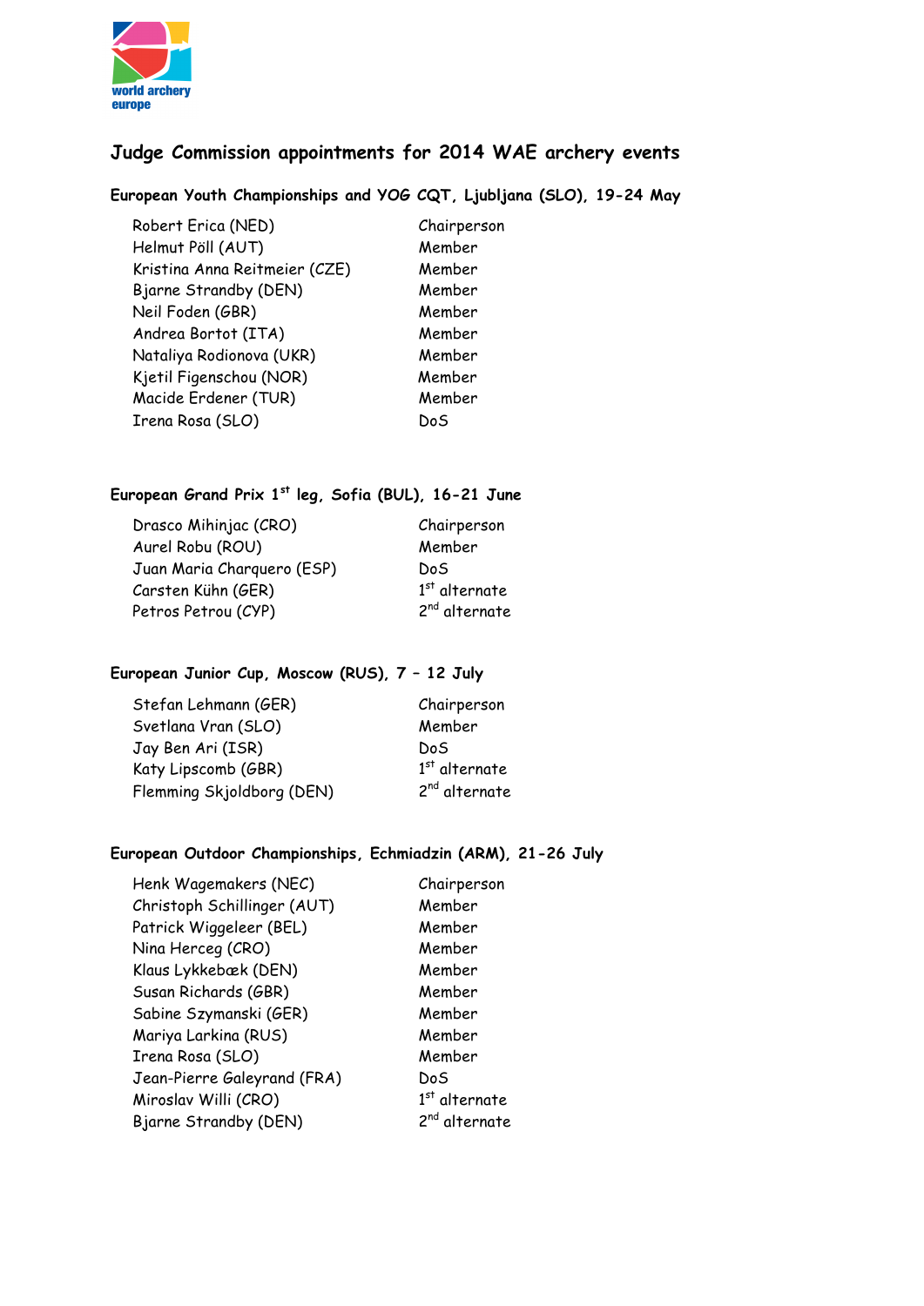world archery europe

# Judge Commission appointments for 2014 WAE archery events

## European Youth Championships and YOG CQT, Ljubljana (SLO), 19-24 May

| | |
|---|---|
| Robert Erica (NED) | Chairperson |
| Helmut Pöll (AUT) | Member |
| Kristina Anna Reitmeier (CZE) | Member |
| Bjarne Strandby (DEN) | Member |
| Neil Foden (GBR) | Member |
| Andrea Bortot (ITA) | Member |
| Nataliya Rodionova (UKR) | Member |
| Kjetil Figenschou (NOR) | Member |
| Macide Erdener (TUR) | Member |
| Irena Rosa (SLO) | DoS |

## European Grand Prix 1st leg, Sofia (BUL), 16-21 June

| | |
|---|---|
| Drasco Mihinjac (CRO) | Chairperson |
| Aurel Robu (ROU) | Member |
| Juan Maria Charquero (ESP) | DoS |
| Carsten Kühn (GER) | 1st alternate |
| Petros Petrou (CYP) | 2nd alternate |

## European Junior Cup, Moscow (RUS), 7 – 12 July

| | |
|---|---|
| Stefan Lehmann (GER) | Chairperson |
| Svetlana Vran (SLO) | Member |
| Jay Ben Ari (ISR) | DoS |
| Katy Lipscomb (GBR) | 1st alternate |
| Flemming Skjoldborg (DEN) | 2nd alternate |

## European Outdoor Championships, Echmiadzin (ARM), 21-26 July

| | |
|---|---|
| Henk Wagemakers (NEC) | Chairperson |
| Christoph Schillinger (AUT) | Member |
| Patrick Wiggeleer (BEL) | Member |
| Nina Herceg (CRO) | Member |
| Klaus Lykkebæk (DEN) | Member |
| Susan Richards (GBR) | Member |
| Sabine Szymanski (GER) | Member |
| Mariya Larkina (RUS) | Member |
| Irena Rosa (SLO) | Member |
| Jean-Pierre Galeyrand (FRA) | DoS |
| Miroslav Willi (CRO) | 1st alternate |
| Bjarne Strandby (DEN) | 2nd alternate |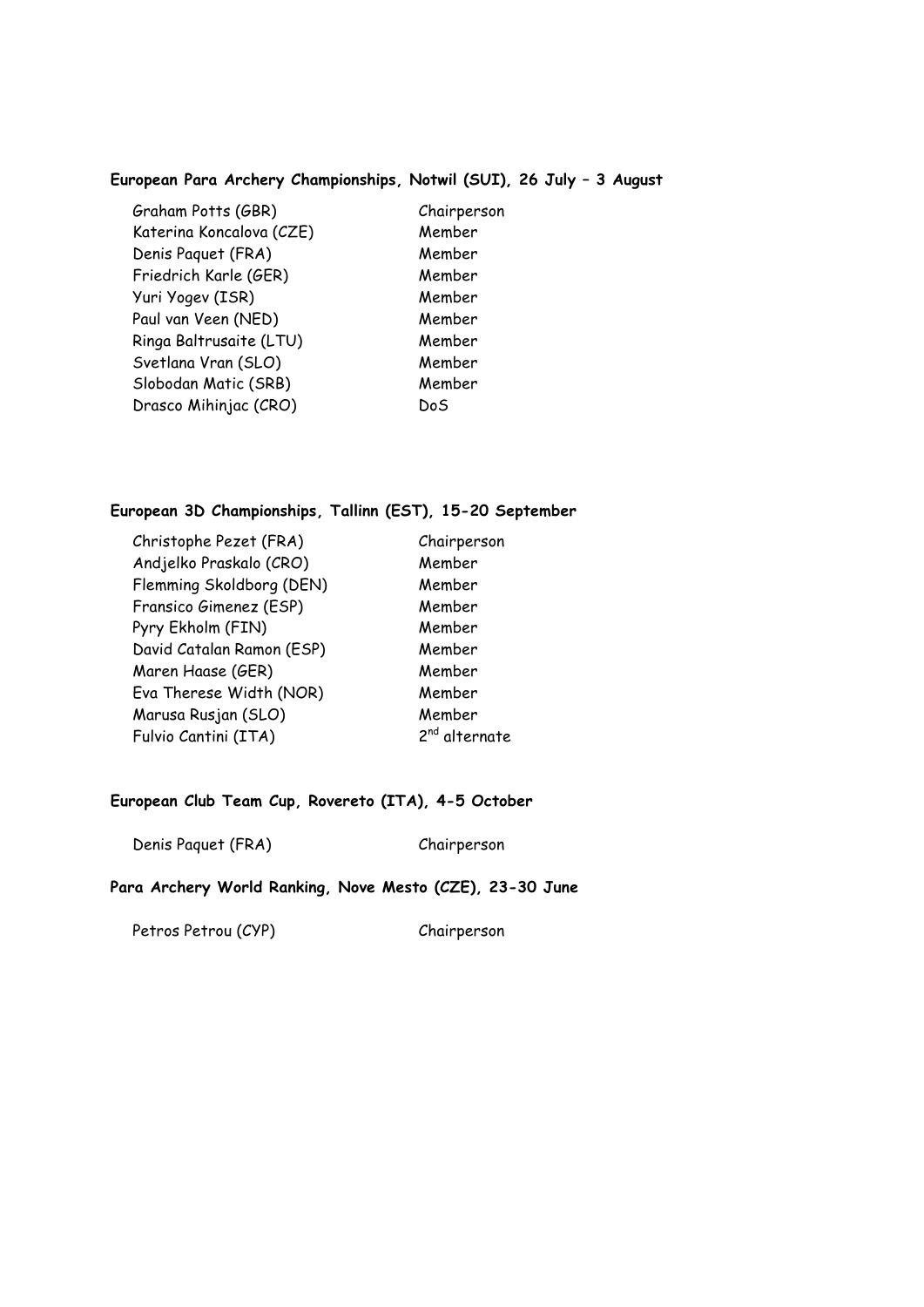**European Para Archery Championships, Notwil (SUI), 26 July – 3 August**

| | |
|---|---|
| Graham Potts (GBR) | Chairperson |
| Katerina Koncalova (CZE) | Member |
| Denis Paquet (FRA) | Member |
| Friedrich Karle (GER) | Member |
| Yuri Yogev (ISR) | Member |
| Paul van Veen (NED) | Member |
| Ringa Baltrusaite (LTU) | Member |
| Svetlana Vran (SLO) | Member |
| Slobodan Matic (SRB) | Member |
| Drasco Mihinjac (CRO) | DoS |

**European 3D Championships, Tallinn (EST), 15-20 September**

| | |
|---|---|
| Christophe Pezet (FRA) | Chairperson |
| Andjelko Praskalo (CRO) | Member |
| Flemming Skoldborg (DEN) | Member |
| Fransico Gimenez (ESP) | Member |
| Pyry Ekholm (FIN) | Member |
| David Catalan Ramon (ESP) | Member |
| Maren Haase (GER) | Member |
| Eva Therese Width (NOR) | Member |
| Marusa Rusjan (SLO) | Member |
| Fulvio Cantini (ITA) | 2nd alternate |

**European Club Team Cup, Rovereto (ITA), 4-5 October**

| | |
|---|---|
| Denis Paquet (FRA) | Chairperson |

**Para Archery World Ranking, Nove Mesto (CZE), 23-30 June**

| | |
|---|---|
| Petros Petrou (CYP) | Chairperson |